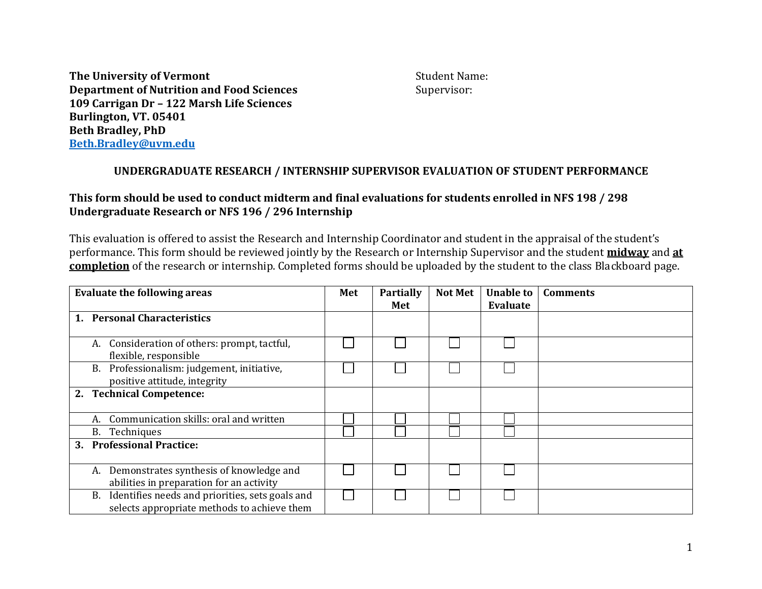**The University of Vermont**
**Department of Nutrition and Food Sciences**
**109 Carrigan Dr – 122 Marsh Life Sciences**
**Burlington, VT. 05401**
**Beth Bradley, PhD**
**[Beth.Bradley@uvm.edu](mailto:Beth.Bradley@uvm.edu)**

Student Name:
Supervisor:

## UNDERGRADUATE RESEARCH / INTERNSHIP SUPERVISOR EVALUATION OF STUDENT PERFORMANCE

**This form should be used to conduct midterm and final evaluations for students enrolled in NFS 198 / 298 Undergraduate Research or NFS 196 / 296 Internship**

This evaluation is offered to assist the Research and Internship Coordinator and student in the appraisal of the student's performance. This form should be reviewed jointly by the Research or Internship Supervisor and the student **midway** and **at completion** of the research or internship. Completed forms should be uploaded by the student to the class Blackboard page.

| Evaluate the following areas | Met | Partially Met | Not Met | Unable to Evaluate | Comments |
|---|---|---|---|---|---|
| **1. Personal Characteristics** | | | | | |
| A. Consideration of others: prompt, tactful, flexible, responsible | ☐ | ☐ | ☐ | ☐ | |
| B. Professionalism: judgement, initiative, positive attitude, integrity | ☐ | ☐ | ☐ | ☐ | |
| **2. Technical Competence:** | | | | | |
| A. Communication skills: oral and written | ☐ | ☐ | ☐ | ☐ | |
| B. Techniques | ☐ | ☐ | ☐ | ☐ | |
| **3. Professional Practice:** | | | | | |
| A. Demonstrates synthesis of knowledge and abilities in preparation for an activity | ☐ | ☐ | ☐ | ☐ | |
| B. Identifies needs and priorities, sets goals and selects appropriate methods to achieve them | ☐ | ☐ | ☐ | ☐ | |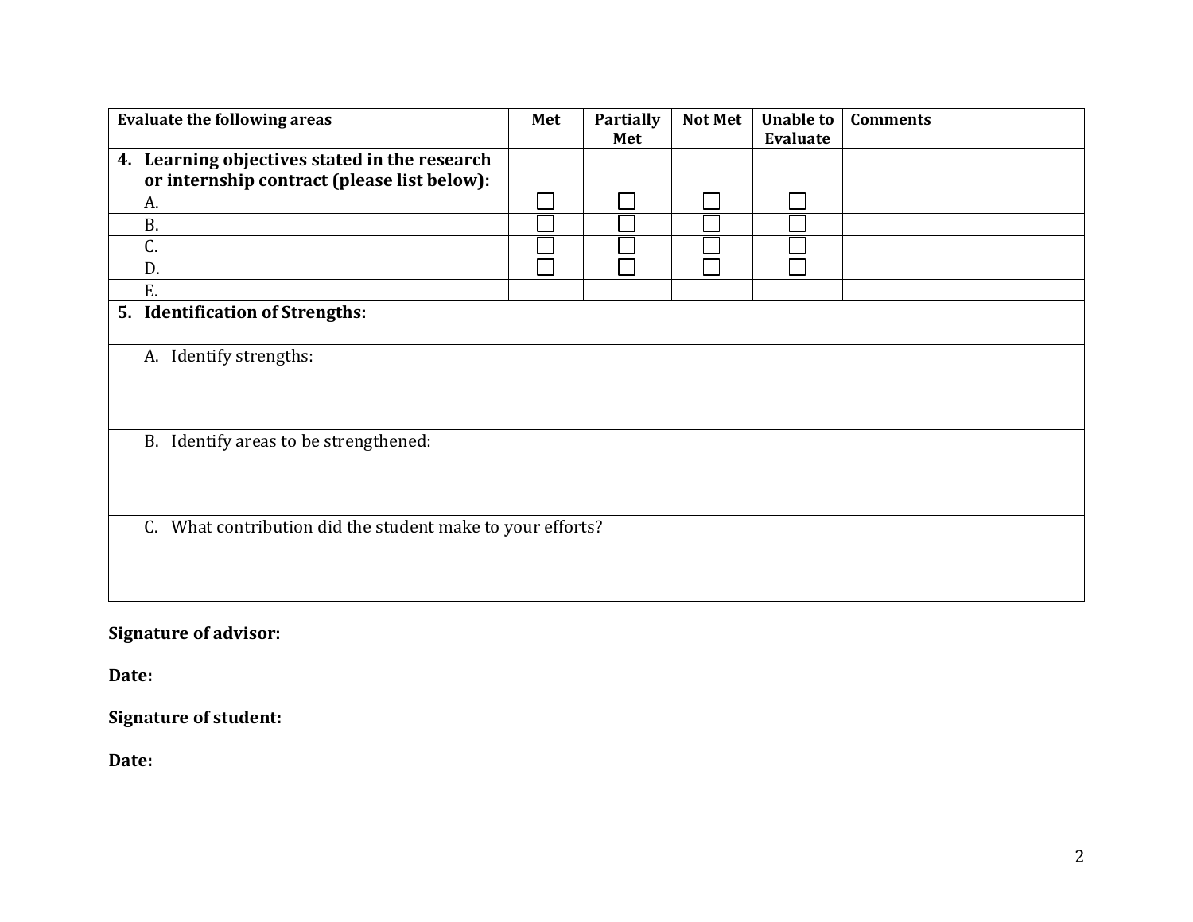| Evaluate the following areas | Met | Partially Met | Not Met | Unable to Evaluate | Comments |
|---|---|---|---|---|---|
| **4. Learning objectives stated in the research or internship contract (please list below):** | | | | | |
| A. | ☐ | ☐ | ☐ | ☐ | |
| B. | ☐ | ☐ | ☐ | ☐ | |
| C. | ☐ | ☐ | ☐ | ☐ | |
| D. | ☐ | ☐ | ☐ | ☐ | |
| E. | | | | | |
| **5. Identification of Strengths:** | | | | | |
| A. Identify strengths: | | | | | |
| B. Identify areas to be strengthened: | | | | | |
| C. What contribution did the student make to your efforts? | | | | | |

**Signature of advisor:**

**Date:**

**Signature of student:**

**Date:**